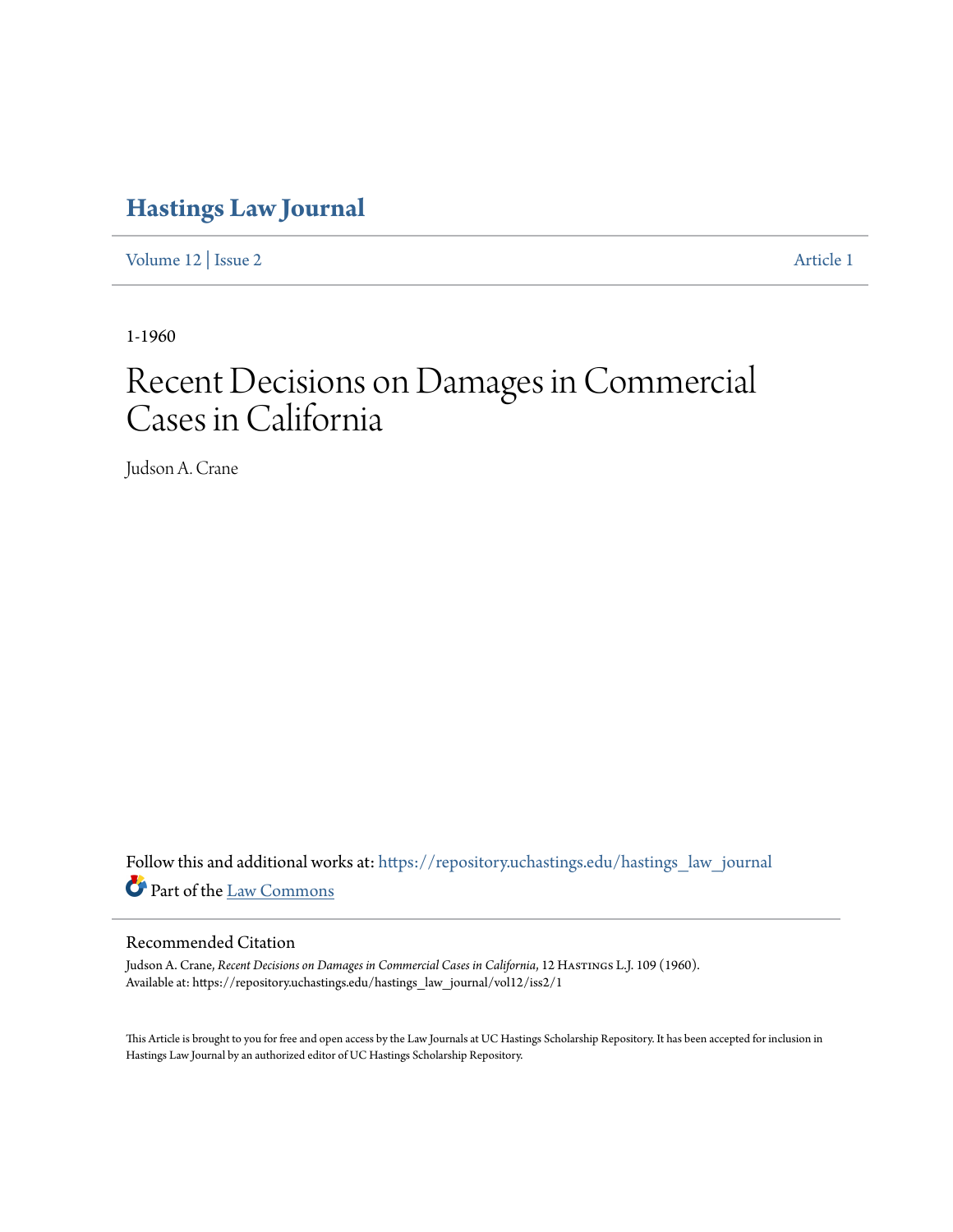# Hastings Law Journal

Volume 12 | Issue 2 Article 1

1-1960

# Recent Decisions on Damages in Commercial Cases in California

Judson A. Crane

Follow this and additional works at: https://repository.uchastings.edu/hastings_law_journal

Part of the Law Commons

## Recommended Citation

Judson A. Crane, *Recent Decisions on Damages in Commercial Cases in California*, 12 Hastings L.J. 109 (1960).
Available at: https://repository.uchastings.edu/hastings_law_journal/vol12/iss2/1

This Article is brought to you for free and open access by the Law Journals at UC Hastings Scholarship Repository. It has been accepted for inclusion in Hastings Law Journal by an authorized editor of UC Hastings Scholarship Repository.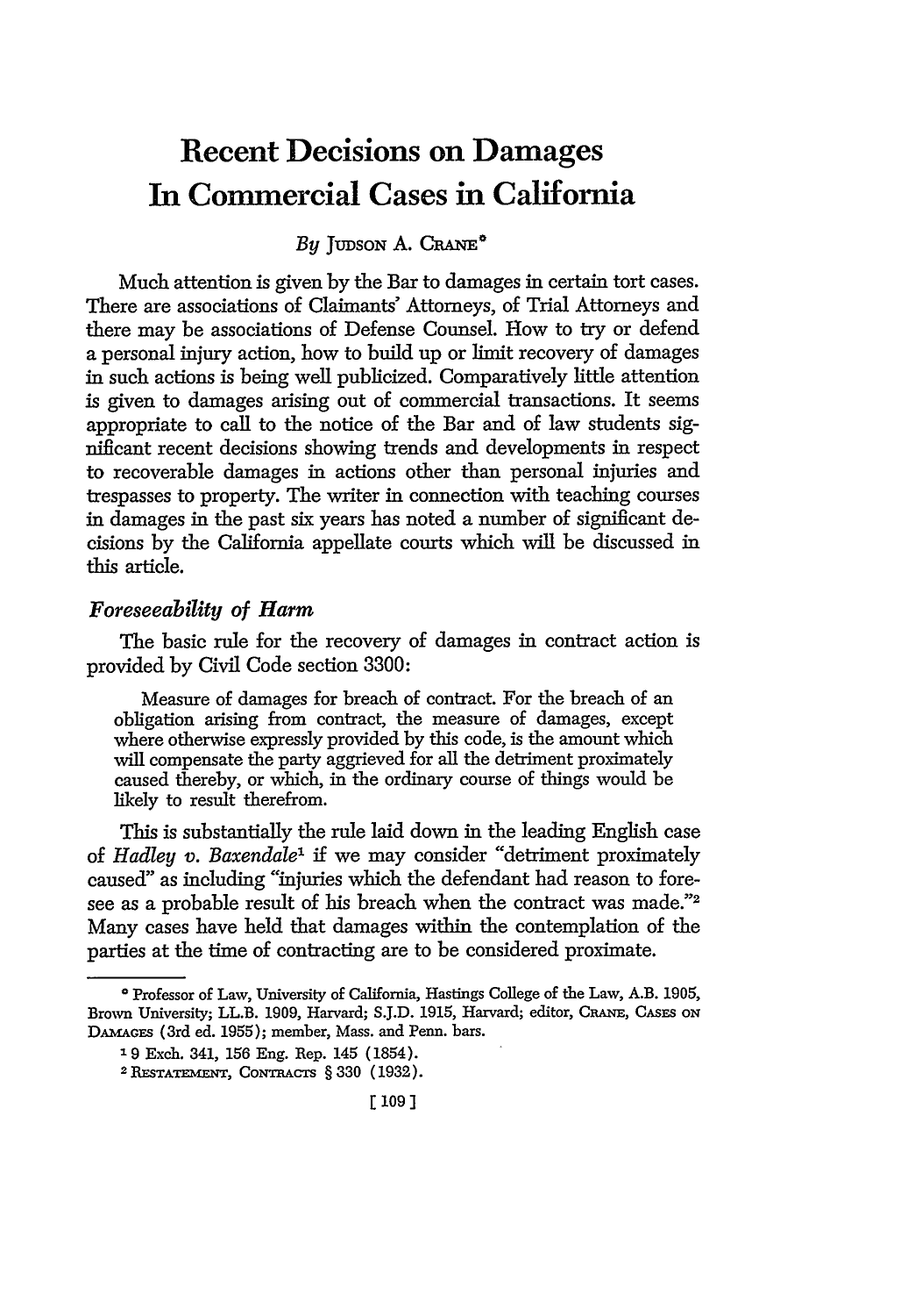# Recent Decisions on Damages In Commercial Cases in California

*By* Judson A. Crane*

Much attention is given by the Bar to damages in certain tort cases. There are associations of Claimants' Attorneys, of Trial Attorneys and there may be associations of Defense Counsel. How to try or defend a personal injury action, how to build up or limit recovery of damages in such actions is being well publicized. Comparatively little attention is given to damages arising out of commercial transactions. It seems appropriate to call to the notice of the Bar and of law students significant recent decisions showing trends and developments in respect to recoverable damages in actions other than personal injuries and trespasses to property. The writer in connection with teaching courses in damages in the past six years has noted a number of significant decisions by the California appellate courts which will be discussed in this article.

## *Foreseeability of Harm*

The basic rule for the recovery of damages in contract action is provided by Civil Code section 3300:

> Measure of damages for breach of contract. For the breach of an obligation arising from contract, the measure of damages, except where otherwise expressly provided by this code, is the amount which will compensate the party aggrieved for all the detriment proximately caused thereby, or which, in the ordinary course of things would be likely to result therefrom.

This is substantially the rule laid down in the leading English case of *Hadley v. Baxendale*[1] if we may consider "detriment proximately caused" as including "injuries which the defendant had reason to foresee as a probable result of his breach when the contract was made."[2] Many cases have held that damages within the contemplation of the parties at the time of contracting are to be considered proximate.

---

* Professor of Law, University of California, Hastings College of the Law, A.B. 1905, Brown University; LL.B. 1909, Harvard; S.J.D. 1915, Harvard; editor, Crane, Cases on Damages (3rd ed. 1955); member, Mass. and Penn. bars.

[1] 9 Exch. 341, 156 Eng. Rep. 145 (1854).

[2] Restatement, Contracts § 330 (1932).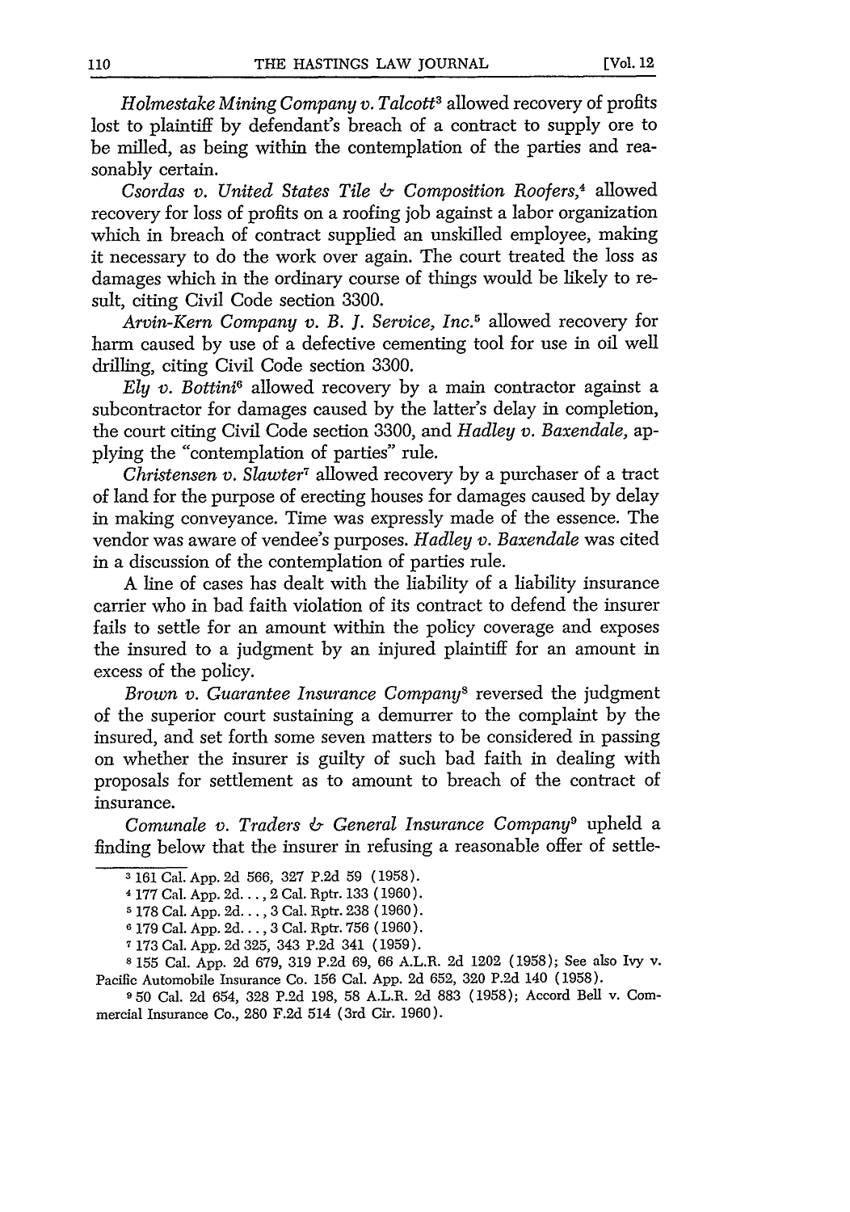*Holmestake Mining Company v. Talcott*[3] allowed recovery of profits lost to plaintiff by defendant's breach of a contract to supply ore to be milled, as being within the contemplation of the parties and reasonably certain.

*Csordas v. United States Tile & Composition Roofers*,[4] allowed recovery for loss of profits on a roofing job against a labor organization which in breach of contract supplied an unskilled employee, making it necessary to do the work over again. The court treated the loss as damages which in the ordinary course of things would be likely to result, citing Civil Code section 3300.

*Arvin-Kern Company v. B. J. Service, Inc.*[5] allowed recovery for harm caused by use of a defective cementing tool for use in oil well drilling, citing Civil Code section 3300.

*Ely v. Bottini*[6] allowed recovery by a main contractor against a subcontractor for damages caused by the latter's delay in completion, the court citing Civil Code section 3300, and *Hadley v. Baxendale*, applying the "contemplation of parties" rule.

*Christensen v. Slawter*[7] allowed recovery by a purchaser of a tract of land for the purpose of erecting houses for damages caused by delay in making conveyance. Time was expressly made of the essence. The vendor was aware of vendee's purposes. *Hadley v. Baxendale* was cited in a discussion of the contemplation of parties rule.

A line of cases has dealt with the liability of a liability insurance carrier who in bad faith violation of its contract to defend the insurer fails to settle for an amount within the policy coverage and exposes the insured to a judgment by an injured plaintiff for an amount in excess of the policy.

*Brown v. Guarantee Insurance Company*[8] reversed the judgment of the superior court sustaining a demurrer to the complaint by the insured, and set forth some seven matters to be considered in passing on whether the insurer is guilty of such bad faith in dealing with proposals for settlement as to amount to breach of the contract of insurance.

*Comunale v. Traders & General Insurance Company*[9] upheld a finding below that the insurer in refusing a reasonable offer of settle-

---

[3] 161 Cal. App. 2d 566, 327 P.2d 59 (1958).

[4] 177 Cal. App. 2d..., 2 Cal. Rptr. 133 (1960).

[5] 178 Cal. App. 2d..., 3 Cal. Rptr. 238 (1960).

[6] 179 Cal. App. 2d..., 3 Cal. Rptr. 756 (1960).

[7] 173 Cal. App. 2d 325, 343 P.2d 341 (1959).

[8] 155 Cal. App. 2d 679, 319 P.2d 69, 66 A.L.R. 2d 1202 (1958); See also Ivy v. Pacific Automobile Insurance Co. 156 Cal. App. 2d 652, 320 P.2d 140 (1958).

[9] 50 Cal. 2d 654, 328 P.2d 198, 58 A.L.R. 2d 883 (1958); Accord Bell v. Commercial Insurance Co., 280 F.2d 514 (3rd Cir. 1960).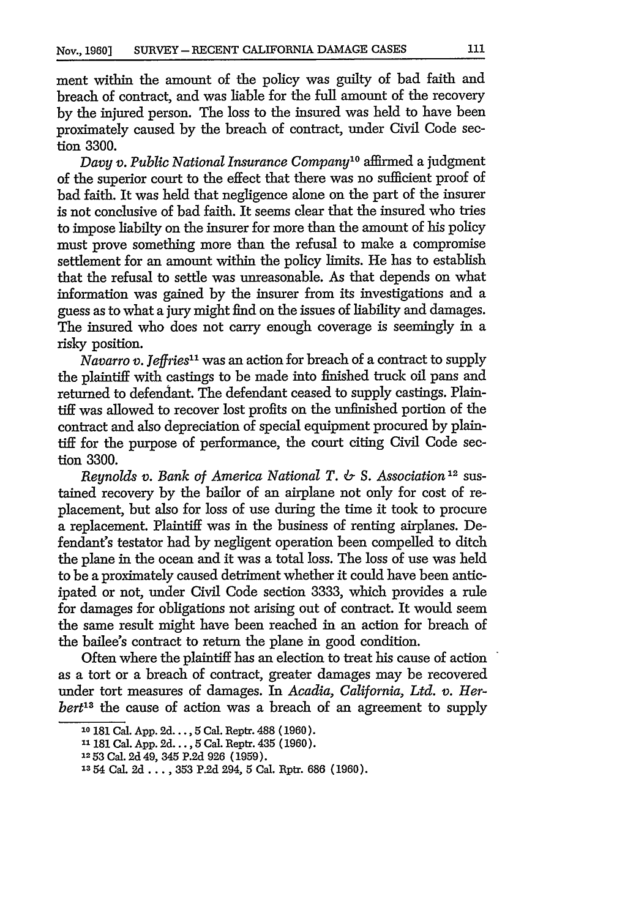ment within the amount of the policy was guilty of bad faith and breach of contract, and was liable for the full amount of the recovery by the injured person. The loss to the insured was held to have been proximately caused by the breach of contract, under Civil Code section 3300.

*Davy v. Public National Insurance Company*[10] affirmed a judgment of the superior court to the effect that there was no sufficient proof of bad faith. It was held that negligence alone on the part of the insurer is not conclusive of bad faith. It seems clear that the insured who tries to impose liabilty on the insurer for more than the amount of his policy must prove something more than the refusal to make a compromise settlement for an amount within the policy limits. He has to establish that the refusal to settle was unreasonable. As that depends on what information was gained by the insurer from its investigations and a guess as to what a jury might find on the issues of liability and damages. The insured who does not carry enough coverage is seemingly in a risky position.

*Navarro v. Jeffries*[11] was an action for breach of a contract to supply the plaintiff with castings to be made into finished truck oil pans and returned to defendant. The defendant ceased to supply castings. Plaintiff was allowed to recover lost profits on the unfinished portion of the contract and also depreciation of special equipment procured by plaintiff for the purpose of performance, the court citing Civil Code section 3300.

*Reynolds v. Bank of America National T. & S. Association*[12] sustained recovery by the bailor of an airplane not only for cost of replacement, but also for loss of use during the time it took to procure a replacement. Plaintiff was in the business of renting airplanes. Defendant's testator had by negligent operation been compelled to ditch the plane in the ocean and it was a total loss. The loss of use was held to be a proximately caused detriment whether it could have been anticipated or not, under Civil Code section 3333, which provides a rule for damages for obligations not arising out of contract. It would seem the same result might have been reached in an action for breach of the bailee's contract to return the plane in good condition.

Often where the plaintiff has an election to treat his cause of action as a tort or a breach of contract, greater damages may be recovered under tort measures of damages. In *Acadia, California, Ltd. v. Herbert*[13] the cause of action was a breach of an agreement to supply

---

[10] 181 Cal. App. 2d..., 5 Cal. Reptr. 488 (1960).

[11] 181 Cal. App. 2d..., 5 Cal. Reptr. 435 (1960).

[12] 53 Cal. 2d 49, 345 P.2d 926 (1959).

[13] 54 Cal. 2d . . . , 353 P.2d 294, 5 Cal. Rptr. 686 (1960).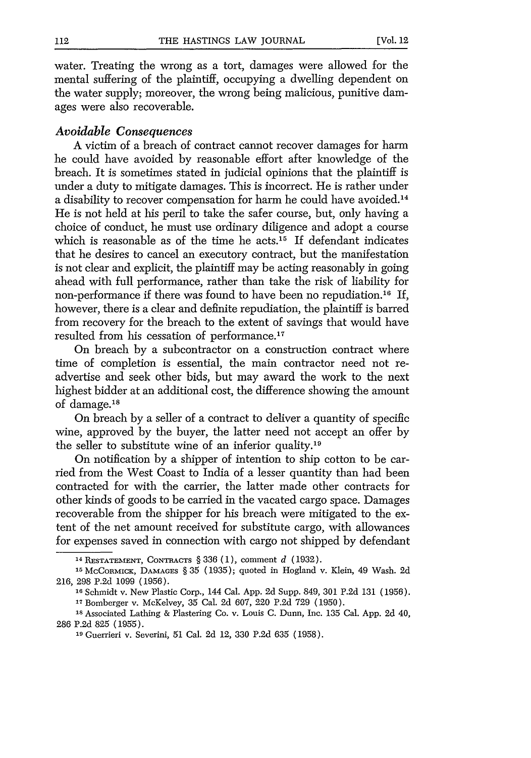water. Treating the wrong as a tort, damages were allowed for the mental suffering of the plaintiff, occupying a dwelling dependent on the water supply; moreover, the wrong being malicious, punitive damages were also recoverable.

### *Avoidable Consequences*

A victim of a breach of contract cannot recover damages for harm he could have avoided by reasonable effort after knowledge of the breach. It is sometimes stated in judicial opinions that the plaintiff is under a duty to mitigate damages. This is incorrect. He is rather under a disability to recover compensation for harm he could have avoided.[14] He is not held at his peril to take the safer course, but, only having a choice of conduct, he must use ordinary diligence and adopt a course which is reasonable as of the time he acts.[15] If defendant indicates that he desires to cancel an executory contract, but the manifestation is not clear and explicit, the plaintiff may be acting reasonably in going ahead with full performance, rather than take the risk of liability for non-performance if there was found to have been no repudiation.[16] If, however, there is a clear and definite repudiation, the plaintiff is barred from recovery for the breach to the extent of savings that would have resulted from his cessation of performance.[17]

On breach by a subcontractor on a construction contract where time of completion is essential, the main contractor need not re-advertise and seek other bids, but may award the work to the next highest bidder at an additional cost, the difference showing the amount of damage.[18]

On breach by a seller of a contract to deliver a quantity of specific wine, approved by the buyer, the latter need not accept an offer by the seller to substitute wine of an inferior quality.[19]

On notification by a shipper of intention to ship cotton to be carried from the West Coast to India of a lesser quantity than had been contracted for with the carrier, the latter made other contracts for other kinds of goods to be carried in the vacated cargo space. Damages recoverable from the shipper for his breach were mitigated to the extent of the net amount received for substitute cargo, with allowances for expenses saved in connection with cargo not shipped by defendant

---

[14] RESTATEMENT, CONTRACTS § 336 (1), comment *d* (1932).

[15] MCCORMICK, DAMAGES § 35 (1935); quoted in Hogland v. Klein, 49 Wash. 2d 216, 298 P.2d 1099 (1956).

[16] Schmidt v. New Plastic Corp., 144 Cal. App. 2d Supp. 849, 301 P.2d 131 (1956).

[17] Bomberger v. McKelvey, 35 Cal. 2d 607, 220 P.2d 729 (1950).

[18] Associated Lathing & Plastering Co. v. Louis C. Dunn, Inc. 135 Cal. App. 2d 40, 286 P.2d 825 (1955).

[19] Guerrieri v. Severini, 51 Cal. 2d 12, 330 P.2d 635 (1958).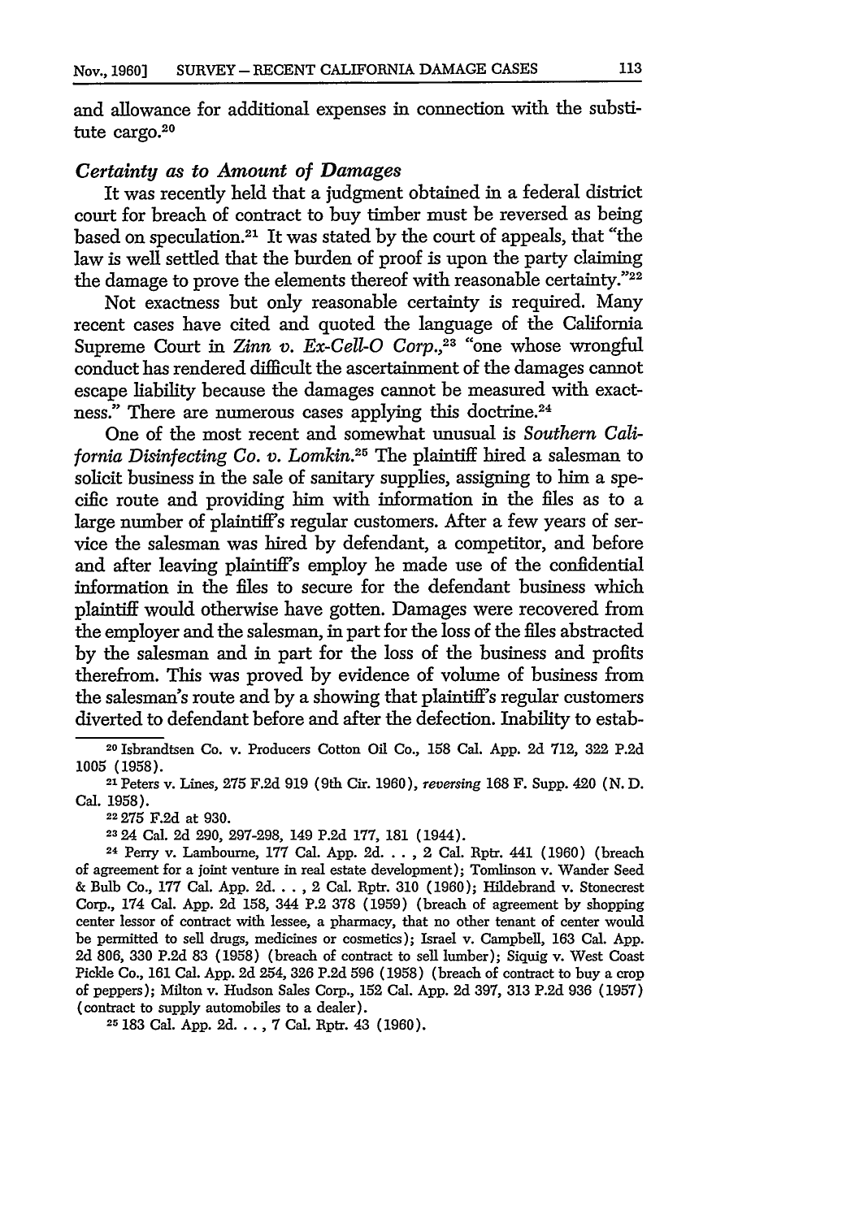and allowance for additional expenses in connection with the substitute cargo.[20]

### *Certainty as to Amount of Damages*

It was recently held that a judgment obtained in a federal district court for breach of contract to buy timber must be reversed as being based on speculation.[21] It was stated by the court of appeals, that "the law is well settled that the burden of proof is upon the party claiming the damage to prove the elements thereof with reasonable certainty."[22]

Not exactness but only reasonable certainty is required. Many recent cases have cited and quoted the language of the California Supreme Court in *Zinn v. Ex-Cell-O Corp.*,[23] "one whose wrongful conduct has rendered difficult the ascertainment of the damages cannot escape liability because the damages cannot be measured with exactness." There are numerous cases applying this doctrine.[24]

One of the most recent and somewhat unusual is *Southern California Disinfecting Co. v. Lomkin.*[25] The plaintiff hired a salesman to solicit business in the sale of sanitary supplies, assigning to him a specific route and providing him with information in the files as to a large number of plaintiff's regular customers. After a few years of service the salesman was hired by defendant, a competitor, and before and after leaving plaintiff's employ he made use of the confidential information in the files to secure for the defendant business which plaintiff would otherwise have gotten. Damages were recovered from the employer and the salesman, in part for the loss of the files abstracted by the salesman and in part for the loss of the business and profits therefrom. This was proved by evidence of volume of business from the salesman's route and by a showing that plaintiff's regular customers diverted to defendant before and after the defection. Inability to estab-

---

[20] Isbrandtsen Co. v. Producers Cotton Oil Co., 158 Cal. App. 2d 712, 322 P.2d 1005 (1958).

[21] Peters v. Lines, 275 F.2d 919 (9th Cir. 1960), *reversing* 168 F. Supp. 420 (N. D. Cal. 1958).

[22] 275 F.2d at 930.

[23] 24 Cal. 2d 290, 297-298, 149 P.2d 177, 181 (1944).

[24] Perry v. Lambourne, 177 Cal. App. 2d. . . , 2 Cal. Rptr. 441 (1960) (breach of agreement for a joint venture in real estate development); Tomlinson v. Wander Seed & Bulb Co., 177 Cal. App. 2d. . . , 2 Cal. Rptr. 310 (1960); Hildebrand v. Stonecrest Corp., 174 Cal. App. 2d 158, 344 P.2 378 (1959) (breach of agreement by shopping center lessor of contract with lessee, a pharmacy, that no other tenant of center would be permitted to sell drugs, medicines or cosmetics); Israel v. Campbell, 163 Cal. App. 2d 806, 330 P.2d 83 (1958) (breach of contract to sell lumber); Siquig v. West Coast Pickle Co., 161 Cal. App. 2d 254, 326 P.2d 596 (1958) (breach of contract to buy a crop of peppers); Milton v. Hudson Sales Corp., 152 Cal. App. 2d 397, 313 P.2d 936 (1957) (contract to supply automobiles to a dealer).

[25] 183 Cal. App. 2d. . . , 7 Cal. Rptr. 43 (1960).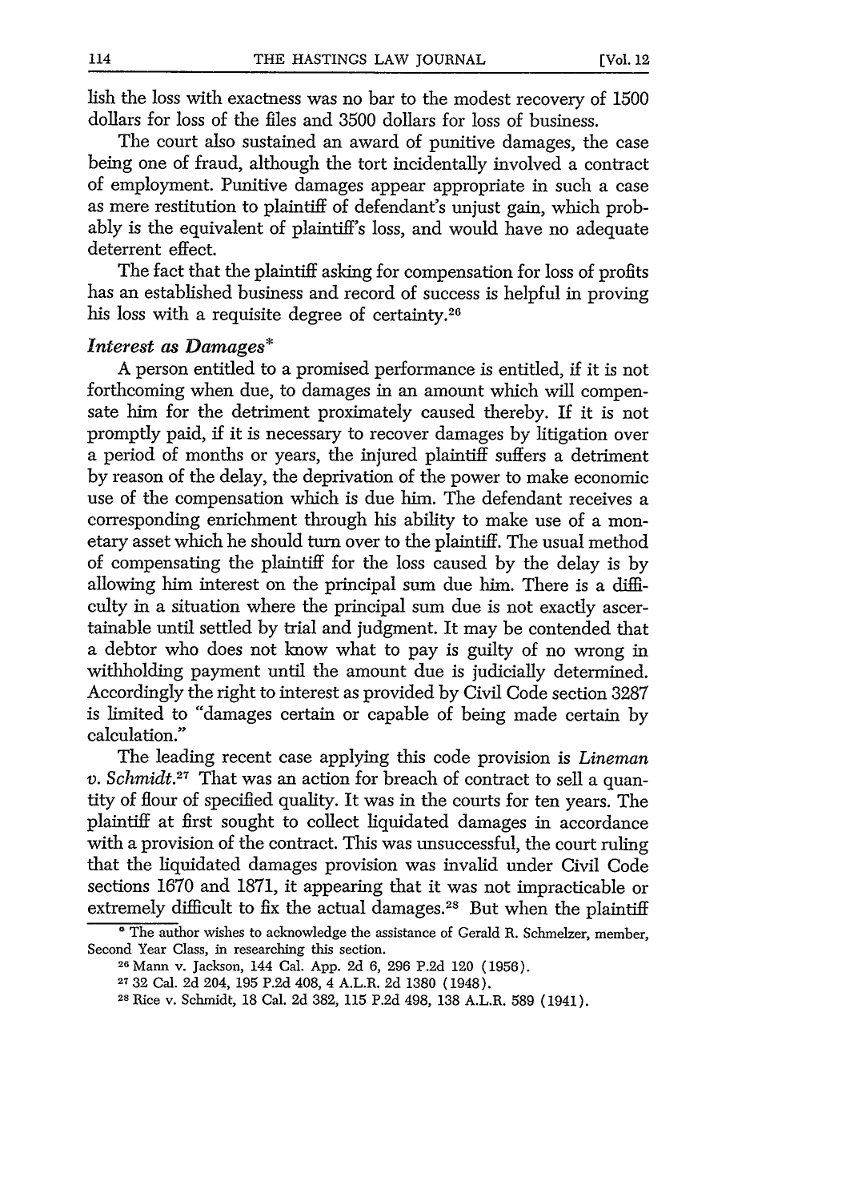lish the loss with exactness was no bar to the modest recovery of 1500 dollars for loss of the files and 3500 dollars for loss of business.

The court also sustained an award of punitive damages, the case being one of fraud, although the tort incidentally involved a contract of employment. Punitive damages appear appropriate in such a case as mere restitution to plaintiff of defendant's unjust gain, which probably is the equivalent of plaintiff's loss, and would have no adequate deterrent effect.

The fact that the plaintiff asking for compensation for loss of profits has an established business and record of success is helpful in proving his loss with a requisite degree of certainty.[26]

### *Interest as Damages**

A person entitled to a promised performance is entitled, if it is not forthcoming when due, to damages in an amount which will compensate him for the detriment proximately caused thereby. If it is not promptly paid, if it is necessary to recover damages by litigation over a period of months or years, the injured plaintiff suffers a detriment by reason of the delay, the deprivation of the power to make economic use of the compensation which is due him. The defendant receives a corresponding enrichment through his ability to make use of a monetary asset which he should turn over to the plaintiff. The usual method of compensating the plaintiff for the loss caused by the delay is by allowing him interest on the principal sum due him. There is a difficulty in a situation where the principal sum due is not exactly ascertainable until settled by trial and judgment. It may be contended that a debtor who does not know what to pay is guilty of no wrong in withholding payment until the amount due is judicially determined. Accordingly the right to interest as provided by Civil Code section 3287 is limited to "damages certain or capable of being made certain by calculation."

The leading recent case applying this code provision is *Lineman v. Schmidt*.[27] That was an action for breach of contract to sell a quantity of flour of specified quality. It was in the courts for ten years. The plaintiff at first sought to collect liquidated damages in accordance with a provision of the contract. This was unsuccessful, the court ruling that the liquidated damages provision was invalid under Civil Code sections 1670 and 1871, it appearing that it was not impracticable or extremely difficult to fix the actual damages.[28] But when the plaintiff

---

* The author wishes to acknowledge the assistance of Gerald R. Schmelzer, member, Second Year Class, in researching this section.

[26] Mann v. Jackson, 144 Cal. App. 2d 6, 296 P.2d 120 (1956).

[27] 32 Cal. 2d 204, 195 P.2d 408, 4 A.L.R. 2d 1380 (1948).

[28] Rice v. Schmidt, 18 Cal. 2d 382, 115 P.2d 498, 138 A.L.R. 589 (1941).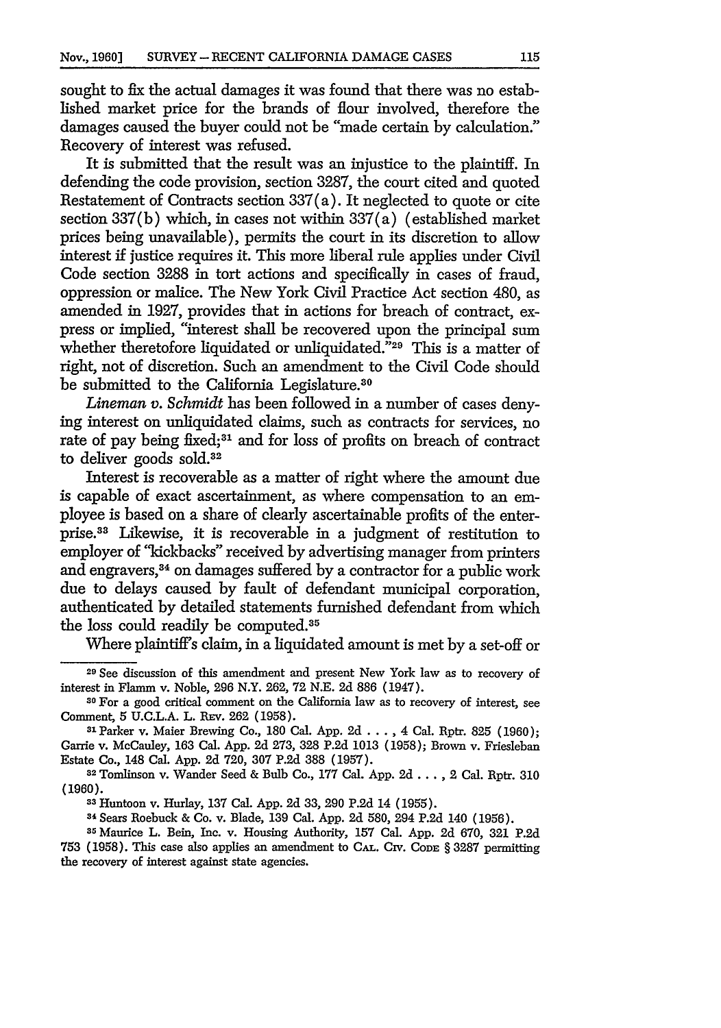sought to fix the actual damages it was found that there was no established market price for the brands of flour involved, therefore the damages caused the buyer could not be "made certain by calculation." Recovery of interest was refused.

It is submitted that the result was an injustice to the plaintiff. In defending the code provision, section 3287, the court cited and quoted Restatement of Contracts section 337(a). It neglected to quote or cite section 337(b) which, in cases not within 337(a) (established market prices being unavailable), permits the court in its discretion to allow interest if justice requires it. This more liberal rule applies under Civil Code section 3288 in tort actions and specifically in cases of fraud, oppression or malice. The New York Civil Practice Act section 480, as amended in 1927, provides that in actions for breach of contract, express or implied, "interest shall be recovered upon the principal sum whether theretofore liquidated or unliquidated."[29] This is a matter of right, not of discretion. Such an amendment to the Civil Code should be submitted to the California Legislature.[30]

*Lineman v. Schmidt* has been followed in a number of cases denying interest on unliquidated claims, such as contracts for services, no rate of pay being fixed;[31] and for loss of profits on breach of contract to deliver goods sold.[32]

Interest is recoverable as a matter of right where the amount due is capable of exact ascertainment, as where compensation to an employee is based on a share of clearly ascertainable profits of the enterprise.[33] Likewise, it is recoverable in a judgment of restitution to employer of "kickbacks" received by advertising manager from printers and engravers,[34] on damages suffered by a contractor for a public work due to delays caused by fault of defendant municipal corporation, authenticated by detailed statements furnished defendant from which the loss could readily be computed.[35]

Where plaintiff's claim, in a liquidated amount is met by a set-off or

---

[29] See discussion of this amendment and present New York law as to recovery of interest in Flamm v. Noble, 296 N.Y. 262, 72 N.E. 2d 886 (1947).

[30] For a good critical comment on the California law as to recovery of interest, see Comment, 5 U.C.L.A. L. Rev. 262 (1958).

[31] Parker v. Maier Brewing Co., 180 Cal. App. 2d . . . , 4 Cal. Rptr. 825 (1960); Garrie v. McCauley, 163 Cal. App. 2d 273, 328 P.2d 1013 (1958); Brown v. Friesleban Estate Co., 148 Cal. App. 2d 720, 307 P.2d 388 (1957).

[32] Tomlinson v. Wander Seed & Bulb Co., 177 Cal. App. 2d . . . , 2 Cal. Rptr. 310 (1960).

[33] Huntoon v. Hurlay, 137 Cal. App. 2d 33, 290 P.2d 14 (1955).

[34] Sears Roebuck & Co. v. Blade, 139 Cal. App. 2d 580, 294 P.2d 140 (1956).

[35] Maurice L. Bein, Inc. v. Housing Authority, 157 Cal. App. 2d 670, 321 P.2d 753 (1958). This case also applies an amendment to Cal. Civ. Code § 3287 permitting the recovery of interest against state agencies.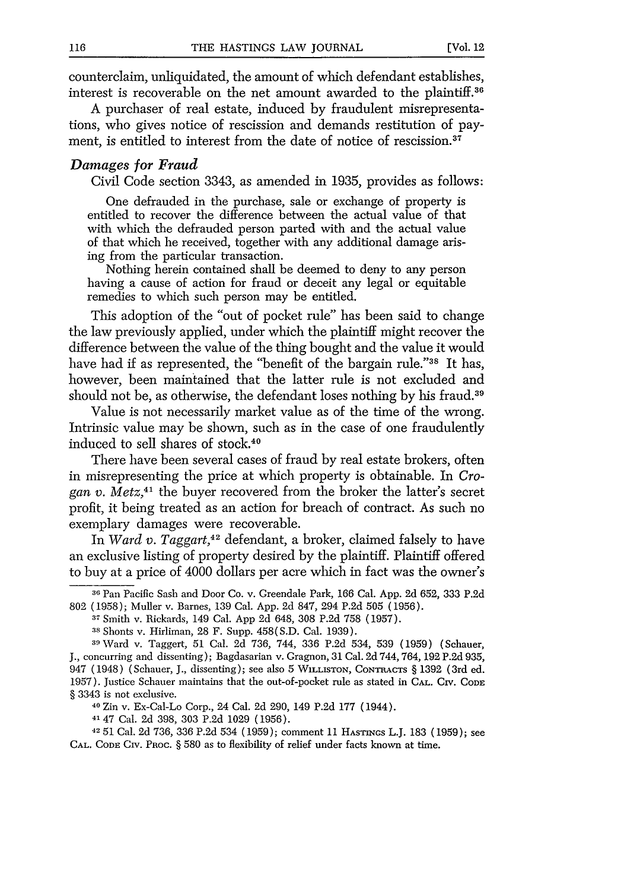counterclaim, unliquidated, the amount of which defendant establishes, interest is recoverable on the net amount awarded to the plaintiff.[36]

A purchaser of real estate, induced by fraudulent misrepresentations, who gives notice of rescission and demands restitution of payment, is entitled to interest from the date of notice of rescission.[37]

### *Damages for Fraud*

Civil Code section 3343, as amended in 1935, provides as follows:

> One defrauded in the purchase, sale or exchange of property is entitled to recover the difference between the actual value of that with which the defrauded person parted with and the actual value of that which he received, together with any additional damage arising from the particular transaction.
>
> Nothing herein contained shall be deemed to deny to any person having a cause of action for fraud or deceit any legal or equitable remedies to which such person may be entitled.

This adoption of the "out of pocket rule" has been said to change the law previously applied, under which the plaintiff might recover the difference between the value of the thing bought and the value it would have had if as represented, the "benefit of the bargain rule."[38] It has, however, been maintained that the latter rule is not excluded and should not be, as otherwise, the defendant loses nothing by his fraud.[39]

Value is not necessarily market value as of the time of the wrong. Intrinsic value may be shown, such as in the case of one fraudulently induced to sell shares of stock.[40]

There have been several cases of fraud by real estate brokers, often in misrepresenting the price at which property is obtainable. In *Crogan v. Metz*,[41] the buyer recovered from the broker the latter's secret profit, it being treated as an action for breach of contract. As such no exemplary damages were recoverable.

In *Ward v. Taggart*,[42] defendant, a broker, claimed falsely to have an exclusive listing of property desired by the plaintiff. Plaintiff offered to buy at a price of 4000 dollars per acre which in fact was the owner's

---

[36] Pan Pacific Sash and Door Co. v. Greendale Park, 166 Cal. App. 2d 652, 333 P.2d 802 (1958); Muller v. Barnes, 139 Cal. App. 2d 847, 294 P.2d 505 (1956).

[37] Smith v. Rickards, 149 Cal. App 2d 648, 308 P.2d 758 (1957).

[38] Shonts v. Hirliman, 28 F. Supp. 458(S.D. Cal. 1939).

[39] Ward v. Taggert, 51 Cal. 2d 736, 744, 336 P.2d 534, 539 (1959) (Schauer, J., concurring and dissenting); Bagdasarian v. Gragnon, 31 Cal. 2d 744, 764, 192 P.2d 935, 947 (1948) (Schauer, J., dissenting); see also 5 WILLISTON, CONTRACTS § 1392 (3rd ed. 1957). Justice Schauer maintains that the out-of-pocket rule as stated in CAL. CIV. CODE § 3343 is not exclusive.

[40] Zin v. Ex-Cal-Lo Corp., 24 Cal. 2d 290, 149 P.2d 177 (1944).

[41] 47 Cal. 2d 398, 303 P.2d 1029 (1956).

[42] 51 Cal. 2d 736, 336 P.2d 534 (1959); comment 11 HASTINGS L.J. 183 (1959); see CAL. CODE CIV. PROC. § 580 as to flexibility of relief under facts known at time.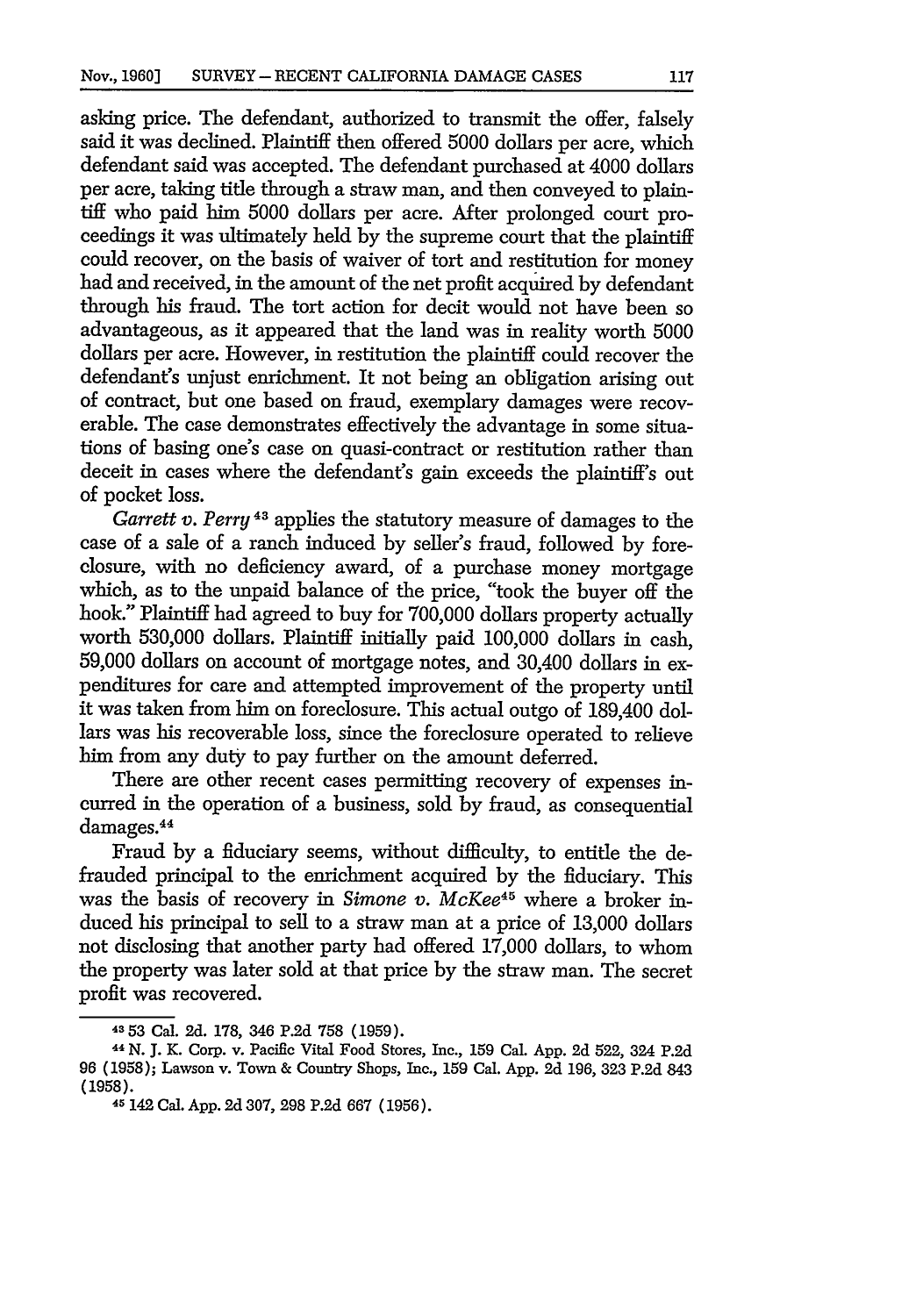asking price. The defendant, authorized to transmit the offer, falsely said it was declined. Plaintiff then offered 5000 dollars per acre, which defendant said was accepted. The defendant purchased at 4000 dollars per acre, taking title through a straw man, and then conveyed to plaintiff who paid him 5000 dollars per acre. After prolonged court proceedings it was ultimately held by the supreme court that the plaintiff could recover, on the basis of waiver of tort and restitution for money had and received, in the amount of the net profit acquired by defendant through his fraud. The tort action for decit would not have been so advantageous, as it appeared that the land was in reality worth 5000 dollars per acre. However, in restitution the plaintiff could recover the defendant's unjust enrichment. It not being an obligation arising out of contract, but one based on fraud, exemplary damages were recoverable. The case demonstrates effectively the advantage in some situations of basing one's case on quasi-contract or restitution rather than deceit in cases where the defendant's gain exceeds the plaintiff's out of pocket loss.

*Garrett v. Perry*[43] applies the statutory measure of damages to the case of a sale of a ranch induced by seller's fraud, followed by foreclosure, with no deficiency award, of a purchase money mortgage which, as to the unpaid balance of the price, "took the buyer off the hook." Plaintiff had agreed to buy for 700,000 dollars property actually worth 530,000 dollars. Plaintiff initially paid 100,000 dollars in cash, 59,000 dollars on account of mortgage notes, and 30,400 dollars in expenditures for care and attempted improvement of the property until it was taken from him on foreclosure. This actual outgo of 189,400 dollars was his recoverable loss, since the foreclosure operated to relieve him from any duty to pay further on the amount deferred.

There are other recent cases permitting recovery of expenses incurred in the operation of a business, sold by fraud, as consequential damages.[44]

Fraud by a fiduciary seems, without difficulty, to entitle the defrauded principal to the enrichment acquired by the fiduciary. This was the basis of recovery in *Simone v. McKee*[45] where a broker induced his principal to sell to a straw man at a price of 13,000 dollars not disclosing that another party had offered 17,000 dollars, to whom the property was later sold at that price by the straw man. The secret profit was recovered.

---

[43] 53 Cal. 2d. 178, 346 P.2d 758 (1959).

[44] N. J. K. Corp. v. Pacific Vital Food Stores, Inc., 159 Cal. App. 2d 522, 324 P.2d 96 (1958); Lawson v. Town & Country Shops, Inc., 159 Cal. App. 2d 196, 323 P.2d 843 (1958).

[45] 142 Cal. App. 2d 307, 298 P.2d 667 (1956).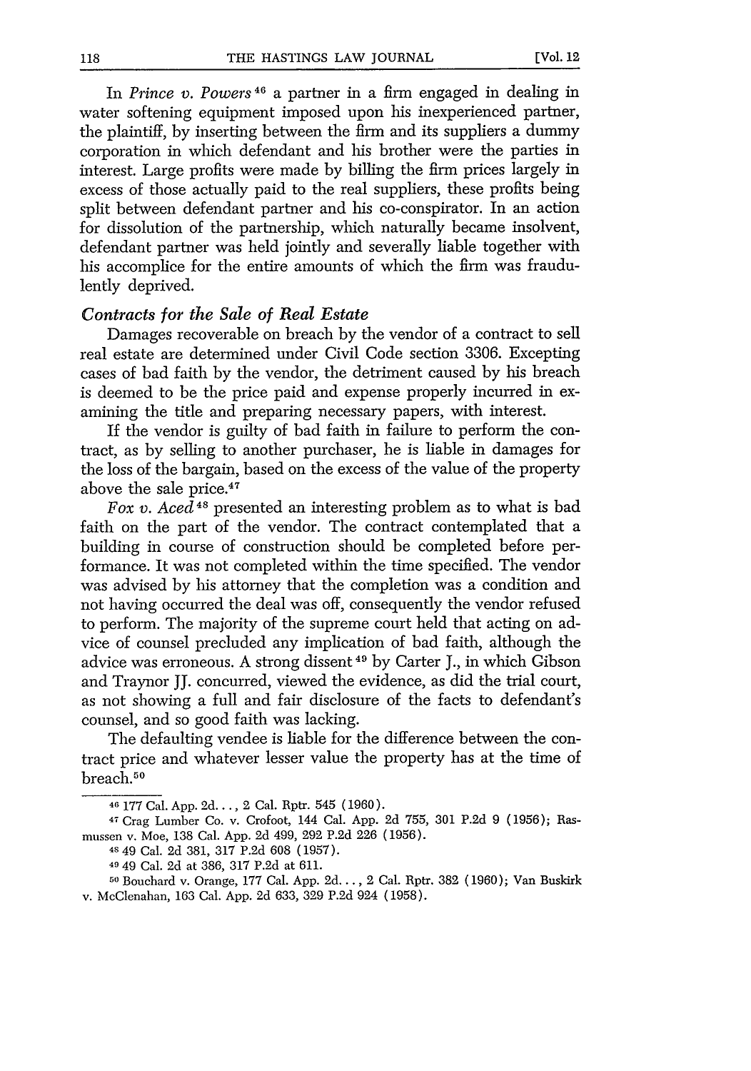In *Prince v. Powers*[46] a partner in a firm engaged in dealing in water softening equipment imposed upon his inexperienced partner, the plaintiff, by inserting between the firm and its suppliers a dummy corporation in which defendant and his brother were the parties in interest. Large profits were made by billing the firm prices largely in excess of those actually paid to the real suppliers, these profits being split between defendant partner and his co-conspirator. In an action for dissolution of the partnership, which naturally became insolvent, defendant partner was held jointly and severally liable together with his accomplice for the entire amounts of which the firm was fraudulently deprived.

### *Contracts for the Sale of Real Estate*

Damages recoverable on breach by the vendor of a contract to sell real estate are determined under Civil Code section 3306. Excepting cases of bad faith by the vendor, the detriment caused by his breach is deemed to be the price paid and expense properly incurred in examining the title and preparing necessary papers, with interest.

If the vendor is guilty of bad faith in failure to perform the contract, as by selling to another purchaser, he is liable in damages for the loss of the bargain, based on the excess of the value of the property above the sale price.[47]

*Fox v. Aced*[48] presented an interesting problem as to what is bad faith on the part of the vendor. The contract contemplated that a building in course of construction should be completed before performance. It was not completed within the time specified. The vendor was advised by his attorney that the completion was a condition and not having occurred the deal was off, consequently the vendor refused to perform. The majority of the supreme court held that acting on advice of counsel precluded any implication of bad faith, although the advice was erroneous. A strong dissent[49] by Carter J., in which Gibson and Traynor JJ. concurred, viewed the evidence, as did the trial court, as not showing a full and fair disclosure of the facts to defendant's counsel, and so good faith was lacking.

The defaulting vendee is liable for the difference between the contract price and whatever lesser value the property has at the time of breach.[50]

---

[46] 177 Cal. App. 2d..., 2 Cal. Rptr. 545 (1960).

[47] Crag Lumber Co. v. Crofoot, 144 Cal. App. 2d 755, 301 P.2d 9 (1956); Rasmussen v. Moe, 138 Cal. App. 2d 499, 292 P.2d 226 (1956).

[48] 49 Cal. 2d 381, 317 P.2d 608 (1957).

[49] 49 Cal. 2d at 386, 317 P.2d at 611.

[50] Bouchard v. Orange, 177 Cal. App. 2d..., 2 Cal. Rptr. 382 (1960); Van Buskirk v. McClenahan, 163 Cal. App. 2d 633, 329 P.2d 924 (1958).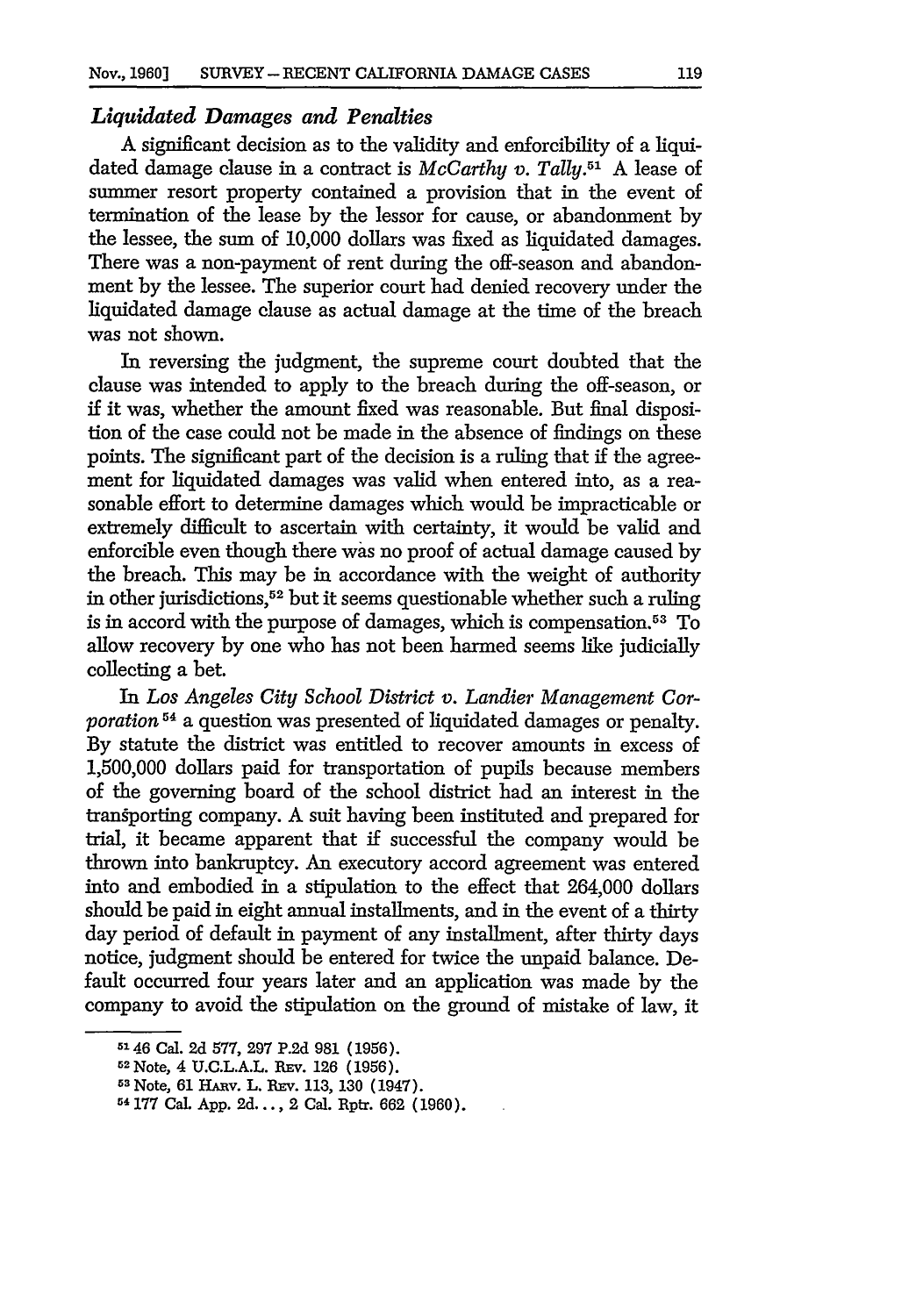### *Liquidated Damages and Penalties*

A significant decision as to the validity and enforcibility of a liquidated damage clause in a contract is *McCarthy v. Tally*.[51] A lease of summer resort property contained a provision that in the event of termination of the lease by the lessor for cause, or abandonment by the lessee, the sum of 10,000 dollars was fixed as liquidated damages. There was a non-payment of rent during the off-season and abandonment by the lessee. The superior court had denied recovery under the liquidated damage clause as actual damage at the time of the breach was not shown.

In reversing the judgment, the supreme court doubted that the clause was intended to apply to the breach during the off-season, or if it was, whether the amount fixed was reasonable. But final disposition of the case could not be made in the absence of findings on these points. The significant part of the decision is a ruling that if the agreement for liquidated damages was valid when entered into, as a reasonable effort to determine damages which would be impracticable or extremely difficult to ascertain with certainty, it would be valid and enforcible even though there was no proof of actual damage caused by the breach. This may be in accordance with the weight of authority in other jurisdictions,[52] but it seems questionable whether such a ruling is in accord with the purpose of damages, which is compensation.[53] To allow recovery by one who has not been harmed seems like judicially collecting a bet.

In *Los Angeles City School District v. Landier Management Corporation*[54] a question was presented of liquidated damages or penalty. By statute the district was entitled to recover amounts in excess of 1,500,000 dollars paid for transportation of pupils because members of the governing board of the school district had an interest in the transporting company. A suit having been instituted and prepared for trial, it became apparent that if successful the company would be thrown into bankruptcy. An executory accord agreement was entered into and embodied in a stipulation to the effect that 264,000 dollars should be paid in eight annual installments, and in the event of a thirty day period of default in payment of any installment, after thirty days notice, judgment should be entered for twice the unpaid balance. Default occurred four years later and an application was made by the company to avoid the stipulation on the ground of mistake of law, it

---

[51] 46 Cal. 2d 577, 297 P.2d 981 (1956).

[52] Note, 4 U.C.L.A.L. Rev. 126 (1956).

[53] Note, 61 Harv. L. Rev. 113, 130 (1947).

[54] 177 Cal. App. 2d..., 2 Cal. Rptr. 662 (1960).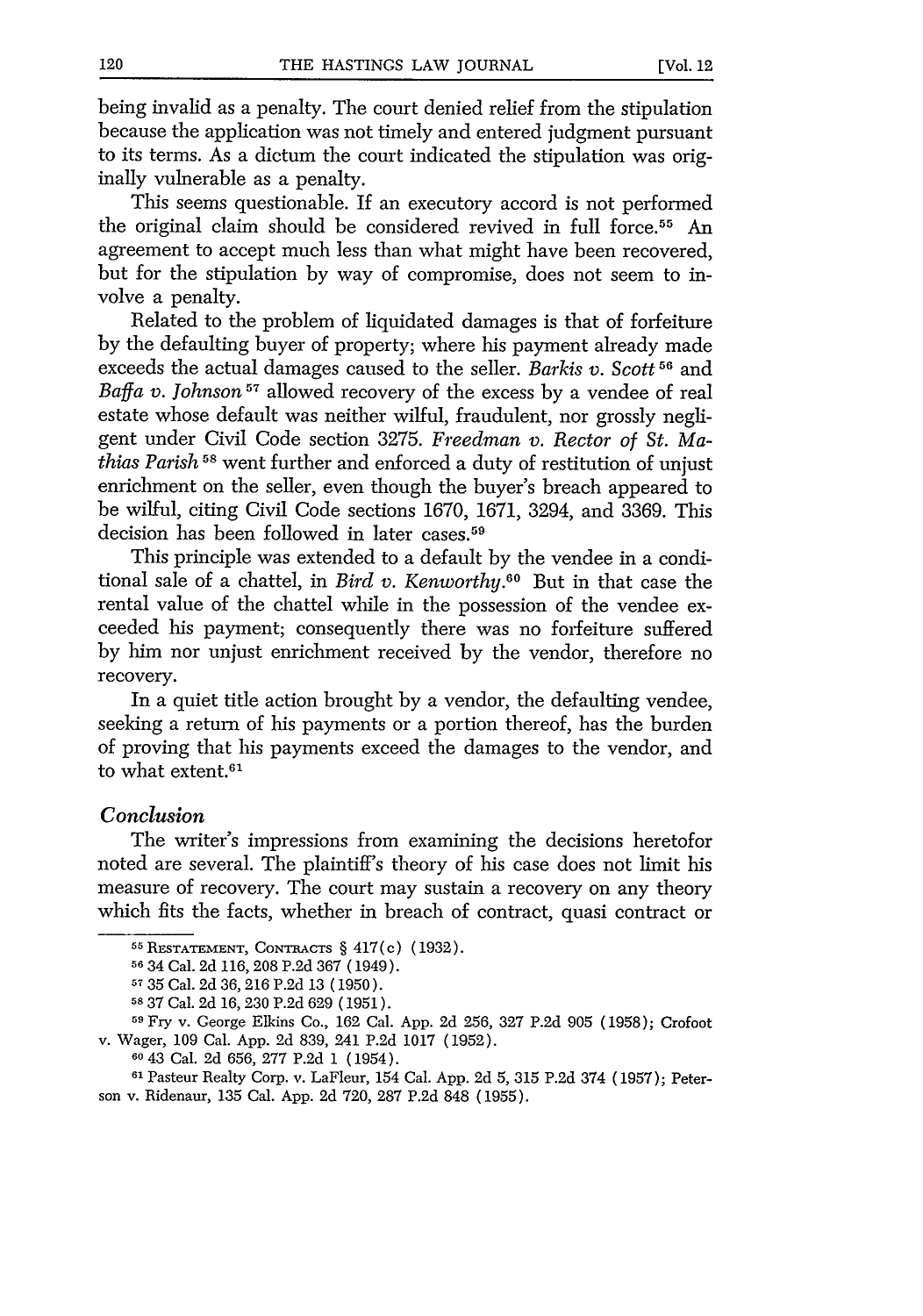being invalid as a penalty. The court denied relief from the stipulation because the application was not timely and entered judgment pursuant to its terms. As a dictum the court indicated the stipulation was originally vulnerable as a penalty.

This seems questionable. If an executory accord is not performed the original claim should be considered revived in full force.[55] An agreement to accept much less than what might have been recovered, but for the stipulation by way of compromise, does not seem to involve a penalty.

Related to the problem of liquidated damages is that of forfeiture by the defaulting buyer of property; where his payment already made exceeds the actual damages caused to the seller. *Barkis v. Scott*[56] and *Baffa v. Johnson*[57] allowed recovery of the excess by a vendee of real estate whose default was neither wilful, fraudulent, nor grossly negligent under Civil Code section 3275. *Freedman v. Rector of St. Mathias Parish*[58] went further and enforced a duty of restitution of unjust enrichment on the seller, even though the buyer's breach appeared to be wilful, citing Civil Code sections 1670, 1671, 3294, and 3369. This decision has been followed in later cases.[59]

This principle was extended to a default by the vendee in a conditional sale of a chattel, in *Bird v. Kenworthy*.[60] But in that case the rental value of the chattel while in the possession of the vendee exceeded his payment; consequently there was no forfeiture suffered by him nor unjust enrichment received by the vendor, therefore no recovery.

In a quiet title action brought by a vendor, the defaulting vendee, seeking a return of his payments or a portion thereof, has the burden of proving that his payments exceed the damages to the vendor, and to what extent.[61]

### *Conclusion*

The writer's impressions from examining the decisions heretofor noted are several. The plaintiff's theory of his case does not limit his measure of recovery. The court may sustain a recovery on any theory which fits the facts, whether in breach of contract, quasi contract or

---

[55] RESTATEMENT, CONTRACTS § 417(c) (1932).

[56] 34 Cal. 2d 116, 208 P.2d 367 (1949).

[57] 35 Cal. 2d 36, 216 P.2d 13 (1950).

[58] 37 Cal. 2d 16, 230 P.2d 629 (1951).

[59] Fry v. George Elkins Co., 162 Cal. App. 2d 256, 327 P.2d 905 (1958); Crofoot v. Wager, 109 Cal. App. 2d 839, 241 P.2d 1017 (1952).

[60] 43 Cal. 2d 656, 277 P.2d 1 (1954).

[61] Pasteur Realty Corp. v. LaFleur, 154 Cal. App. 2d 5, 315 P.2d 374 (1957); Peterson v. Ridenaur, 135 Cal. App. 2d 720, 287 P.2d 848 (1955).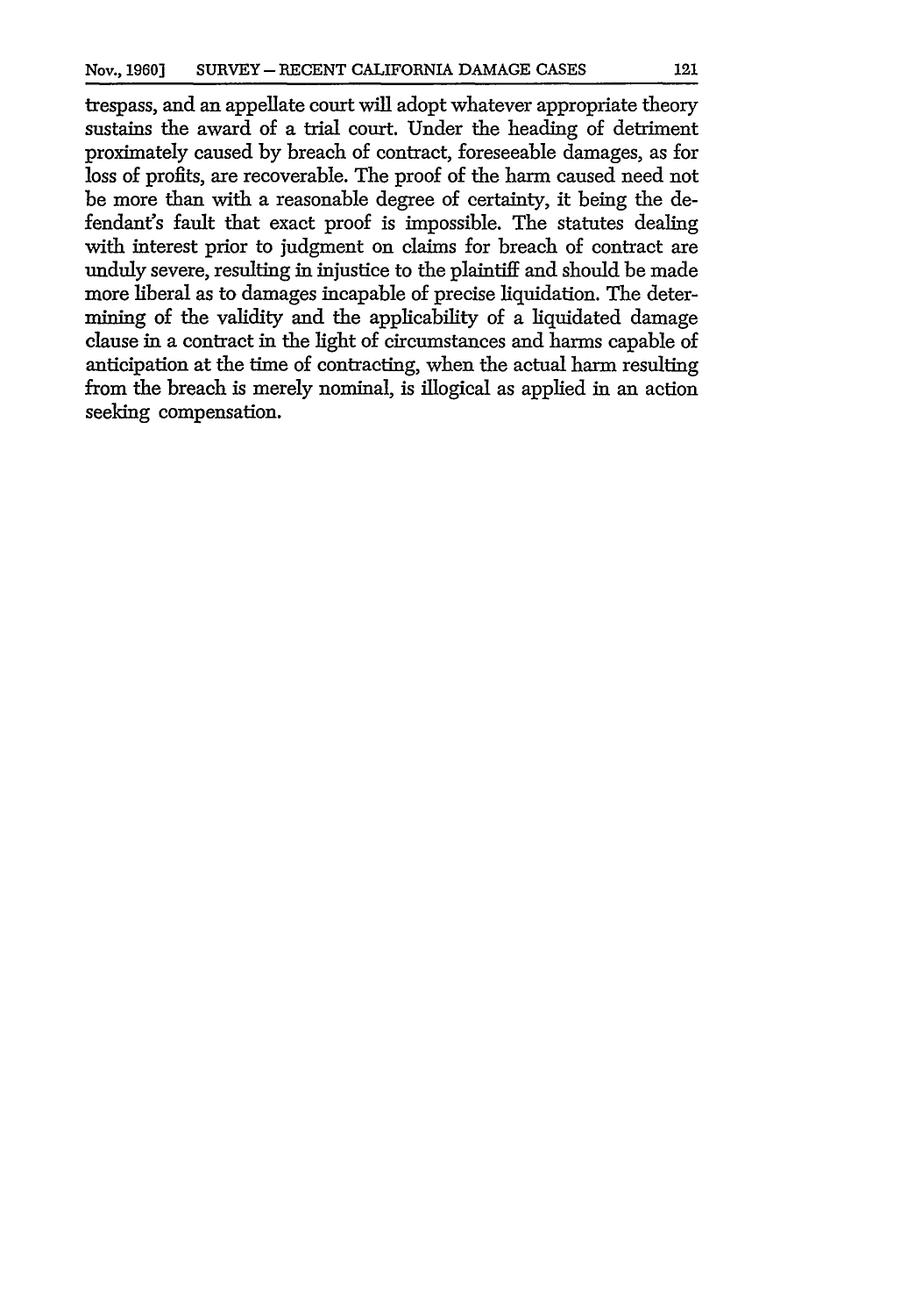trespass, and an appellate court will adopt whatever appropriate theory sustains the award of a trial court. Under the heading of detriment proximately caused by breach of contract, foreseeable damages, as for loss of profits, are recoverable. The proof of the harm caused need not be more than with a reasonable degree of certainty, it being the defendant's fault that exact proof is impossible. The statutes dealing with interest prior to judgment on claims for breach of contract are unduly severe, resulting in injustice to the plaintiff and should be made more liberal as to damages incapable of precise liquidation. The determining of the validity and the applicability of a liquidated damage clause in a contract in the light of circumstances and harms capable of anticipation at the time of contracting, when the actual harm resulting from the breach is merely nominal, is illogical as applied in an action seeking compensation.